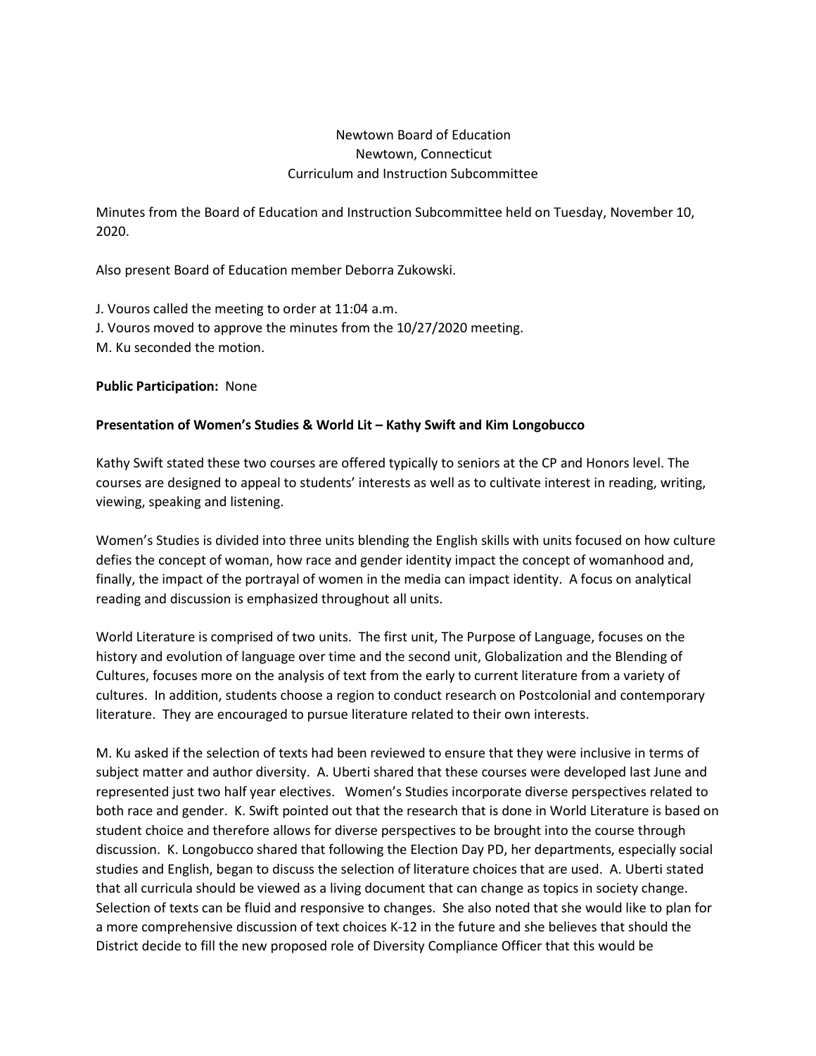Newtown Board of Education
Newtown, Connecticut
Curriculum and Instruction Subcommittee

Minutes from the Board of Education and Instruction Subcommittee held on Tuesday, November 10, 2020.

Also present Board of Education member Deborra Zukowski.

J. Vouros called the meeting to order at 11:04 a.m.
J. Vouros moved to approve the minutes from the 10/27/2020 meeting.
M. Ku seconded the motion.

**Public Participation:** None

**Presentation of Women's Studies & World Lit – Kathy Swift and Kim Longobucco**

Kathy Swift stated these two courses are offered typically to seniors at the CP and Honors level. The courses are designed to appeal to students' interests as well as to cultivate interest in reading, writing, viewing, speaking and listening.

Women's Studies is divided into three units blending the English skills with units focused on how culture defies the concept of woman, how race and gender identity impact the concept of womanhood and, finally, the impact of the portrayal of women in the media can impact identity. A focus on analytical reading and discussion is emphasized throughout all units.

World Literature is comprised of two units. The first unit, The Purpose of Language, focuses on the history and evolution of language over time and the second unit, Globalization and the Blending of Cultures, focuses more on the analysis of text from the early to current literature from a variety of cultures. In addition, students choose a region to conduct research on Postcolonial and contemporary literature. They are encouraged to pursue literature related to their own interests.

M. Ku asked if the selection of texts had been reviewed to ensure that they were inclusive in terms of subject matter and author diversity. A. Uberti shared that these courses were developed last June and represented just two half year electives. Women's Studies incorporate diverse perspectives related to both race and gender. K. Swift pointed out that the research that is done in World Literature is based on student choice and therefore allows for diverse perspectives to be brought into the course through discussion. K. Longobucco shared that following the Election Day PD, her departments, especially social studies and English, began to discuss the selection of literature choices that are used. A. Uberti stated that all curricula should be viewed as a living document that can change as topics in society change. Selection of texts can be fluid and responsive to changes. She also noted that she would like to plan for a more comprehensive discussion of text choices K-12 in the future and she believes that should the District decide to fill the new proposed role of Diversity Compliance Officer that this would be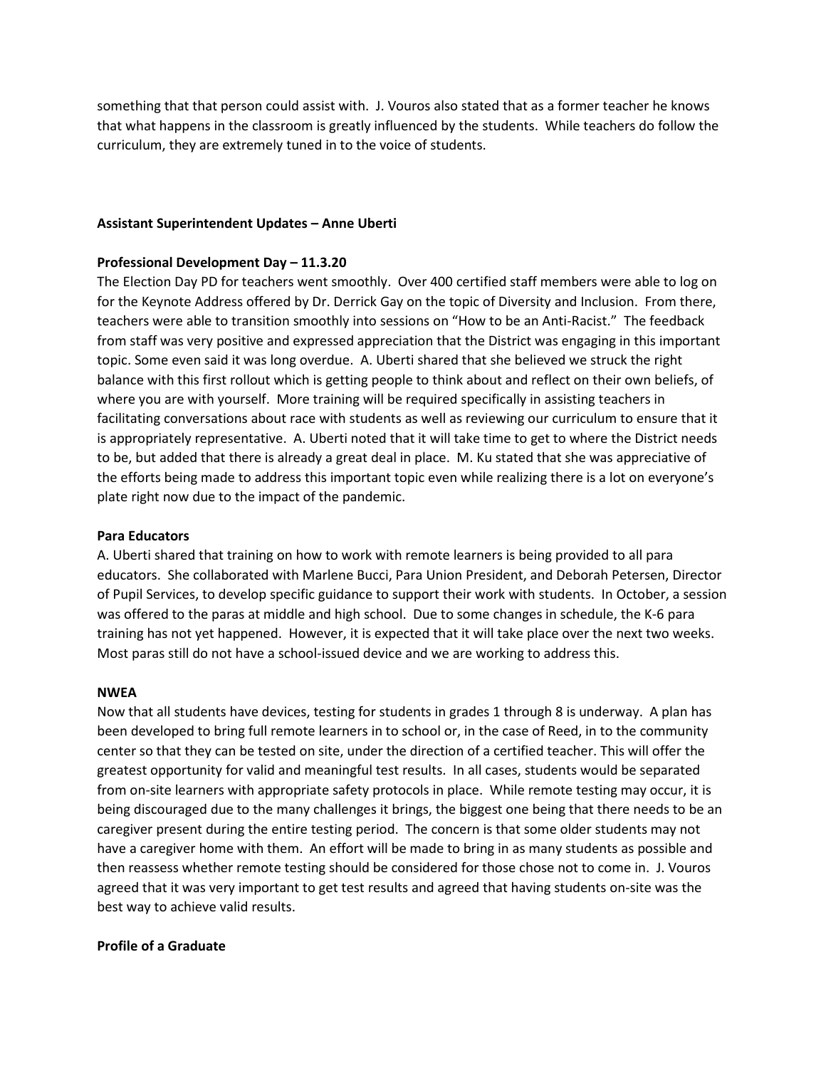something that that person could assist with. J. Vouros also stated that as a former teacher he knows that what happens in the classroom is greatly influenced by the students. While teachers do follow the curriculum, they are extremely tuned in to the voice of students.

**Assistant Superintendent Updates – Anne Uberti**

**Professional Development Day – 11.3.20**

The Election Day PD for teachers went smoothly. Over 400 certified staff members were able to log on for the Keynote Address offered by Dr. Derrick Gay on the topic of Diversity and Inclusion. From there, teachers were able to transition smoothly into sessions on "How to be an Anti-Racist." The feedback from staff was very positive and expressed appreciation that the District was engaging in this important topic. Some even said it was long overdue. A. Uberti shared that she believed we struck the right balance with this first rollout which is getting people to think about and reflect on their own beliefs, of where you are with yourself. More training will be required specifically in assisting teachers in facilitating conversations about race with students as well as reviewing our curriculum to ensure that it is appropriately representative. A. Uberti noted that it will take time to get to where the District needs to be, but added that there is already a great deal in place. M. Ku stated that she was appreciative of the efforts being made to address this important topic even while realizing there is a lot on everyone's plate right now due to the impact of the pandemic.

**Para Educators**

A. Uberti shared that training on how to work with remote learners is being provided to all para educators. She collaborated with Marlene Bucci, Para Union President, and Deborah Petersen, Director of Pupil Services, to develop specific guidance to support their work with students. In October, a session was offered to the paras at middle and high school. Due to some changes in schedule, the K-6 para training has not yet happened. However, it is expected that it will take place over the next two weeks. Most paras still do not have a school-issued device and we are working to address this.

**NWEA**

Now that all students have devices, testing for students in grades 1 through 8 is underway. A plan has been developed to bring full remote learners in to school or, in the case of Reed, in to the community center so that they can be tested on site, under the direction of a certified teacher. This will offer the greatest opportunity for valid and meaningful test results. In all cases, students would be separated from on-site learners with appropriate safety protocols in place. While remote testing may occur, it is being discouraged due to the many challenges it brings, the biggest one being that there needs to be an caregiver present during the entire testing period. The concern is that some older students may not have a caregiver home with them. An effort will be made to bring in as many students as possible and then reassess whether remote testing should be considered for those chose not to come in. J. Vouros agreed that it was very important to get test results and agreed that having students on-site was the best way to achieve valid results.

**Profile of a Graduate**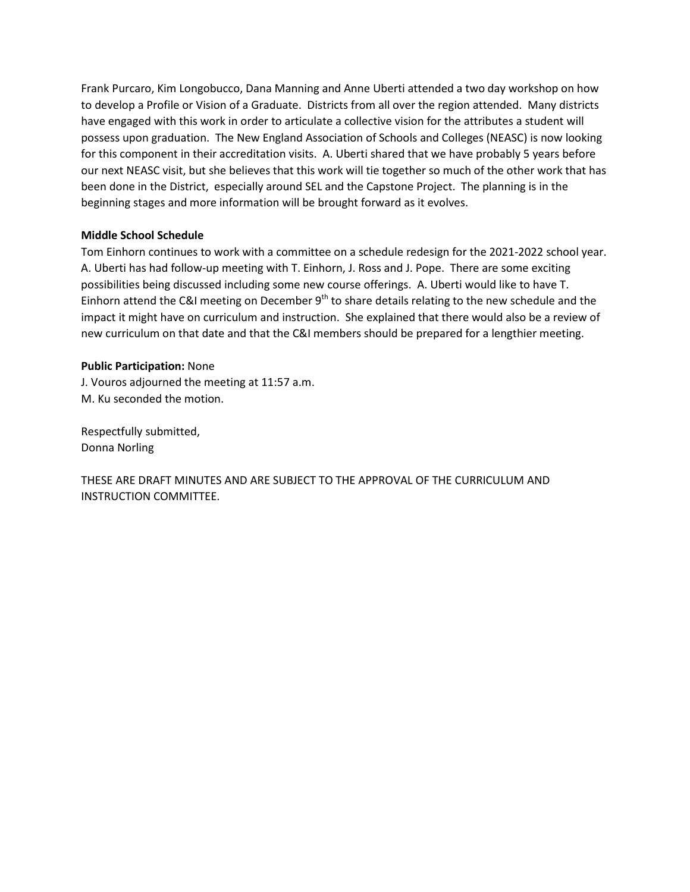Frank Purcaro, Kim Longobucco, Dana Manning and Anne Uberti attended a two day workshop on how to develop a Profile or Vision of a Graduate. Districts from all over the region attended. Many districts have engaged with this work in order to articulate a collective vision for the attributes a student will possess upon graduation. The New England Association of Schools and Colleges (NEASC) is now looking for this component in their accreditation visits. A. Uberti shared that we have probably 5 years before our next NEASC visit, but she believes that this work will tie together so much of the other work that has been done in the District, especially around SEL and the Capstone Project. The planning is in the beginning stages and more information will be brought forward as it evolves.

**Middle School Schedule**

Tom Einhorn continues to work with a committee on a schedule redesign for the 2021-2022 school year. A. Uberti has had follow-up meeting with T. Einhorn, J. Ross and J. Pope. There are some exciting possibilities being discussed including some new course offerings. A. Uberti would like to have T. Einhorn attend the C&I meeting on December 9th to share details relating to the new schedule and the impact it might have on curriculum and instruction. She explained that there would also be a review of new curriculum on that date and that the C&I members should be prepared for a lengthier meeting.

**Public Participation:** None

J. Vouros adjourned the meeting at 11:57 a.m.
M. Ku seconded the motion.

Respectfully submitted,
Donna Norling

THESE ARE DRAFT MINUTES AND ARE SUBJECT TO THE APPROVAL OF THE CURRICULUM AND INSTRUCTION COMMITTEE.